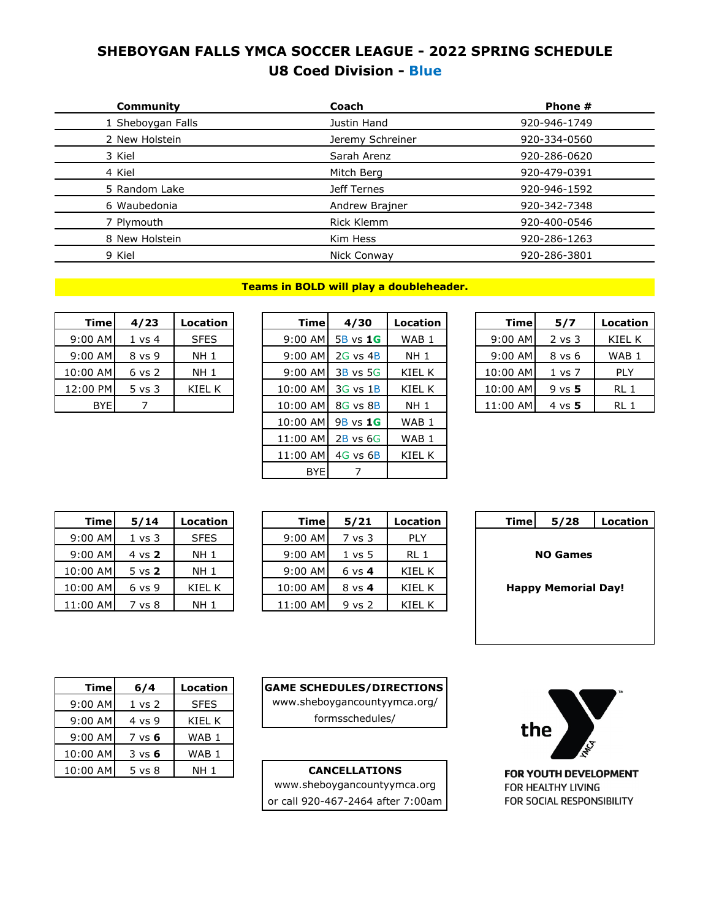# SHEBOYGAN FALLS YMCA SOCCER LEAGUE - 2022 SPRING SCHEDULE

## U8 Coed Division - Blue

| Community | Coach | Phone # |
|---|---|---|
| 1 Sheboygan Falls | Justin Hand | 920-946-1749 |
| 2 New Holstein | Jeremy Schreiner | 920-334-0560 |
| 3 Kiel | Sarah Arenz | 920-286-0620 |
| 4 Kiel | Mitch Berg | 920-479-0391 |
| 5 Random Lake | Jeff Ternes | 920-946-1592 |
| 6 Waubedonia | Andrew Brajner | 920-342-7348 |
| 7 Plymouth | Rick Klemm | 920-400-0546 |
| 8 New Holstein | Kim Hess | 920-286-1263 |
| 9 Kiel | Nick Conway | 920-286-3801 |

**Teams in BOLD will play a doubleheader.**

| Time | 4/23 | Location |
|---|---|---|
| 9:00 AM | 1 vs 4 | SFES |
| 9:00 AM | 8 vs 9 | NH 1 |
| 10:00 AM | 6 vs 2 | NH 1 |
| 12:00 PM | 5 vs 3 | KIEL K |
| BYE | 7 | |

| Time | 4/30 | Location |
|---|---|---|
| 9:00 AM | 5B vs **1G** | WAB 1 |
| 9:00 AM | 2G vs 4B | NH 1 |
| 9:00 AM | 3B vs 5G | KIEL K |
| 10:00 AM | 3G vs 1B | KIEL K |
| 10:00 AM | 8G vs 8B | NH 1 |
| 10:00 AM | 9B vs **1G** | WAB 1 |
| 11:00 AM | 2B vs 6G | WAB 1 |
| 11:00 AM | 4G vs 6B | KIEL K |
| BYE | 7 | |

| Time | 5/7 | Location |
|---|---|---|
| 9:00 AM | 2 vs 3 | KIEL K |
| 9:00 AM | 8 vs 6 | WAB 1 |
| 10:00 AM | 1 vs 7 | PLY |
| 10:00 AM | 9 vs **5** | RL 1 |
| 11:00 AM | 4 vs **5** | RL 1 |

| Time | 5/14 | Location |
|---|---|---|
| 9:00 AM | 1 vs 3 | SFES |
| 9:00 AM | 4 vs **2** | NH 1 |
| 10:00 AM | 5 vs **2** | NH 1 |
| 10:00 AM | 6 vs 9 | KIEL K |
| 11:00 AM | 7 vs 8 | NH 1 |

| Time | 5/21 | Location |
|---|---|---|
| 9:00 AM | 7 vs 3 | PLY |
| 9:00 AM | 1 vs 5 | RL 1 |
| 9:00 AM | 6 vs **4** | KIEL K |
| 10:00 AM | 8 vs **4** | KIEL K |
| 11:00 AM | 9 vs 2 | KIEL K |

| Time | 5/28 | Location |
|---|---|---|
| | **NO Games** | |
| | **Happy Memorial Day!** | |

| Time | 6/4 | Location |
|---|---|---|
| 9:00 AM | 1 vs 2 | SFES |
| 9:00 AM | 4 vs 9 | KIEL K |
| 9:00 AM | 7 vs **6** | WAB 1 |
| 10:00 AM | 3 vs **6** | WAB 1 |
| 10:00 AM | 5 vs 8 | NH 1 |

**GAME SCHEDULES/DIRECTIONS**
www.sheboygancountyymca.org/formsschedules/

**CANCELLATIONS**
www.sheboygancountyymca.org
or call 920-467-2464 after 7:00am

the YMCA
FOR YOUTH DEVELOPMENT
FOR HEALTHY LIVING
FOR SOCIAL RESPONSIBILITY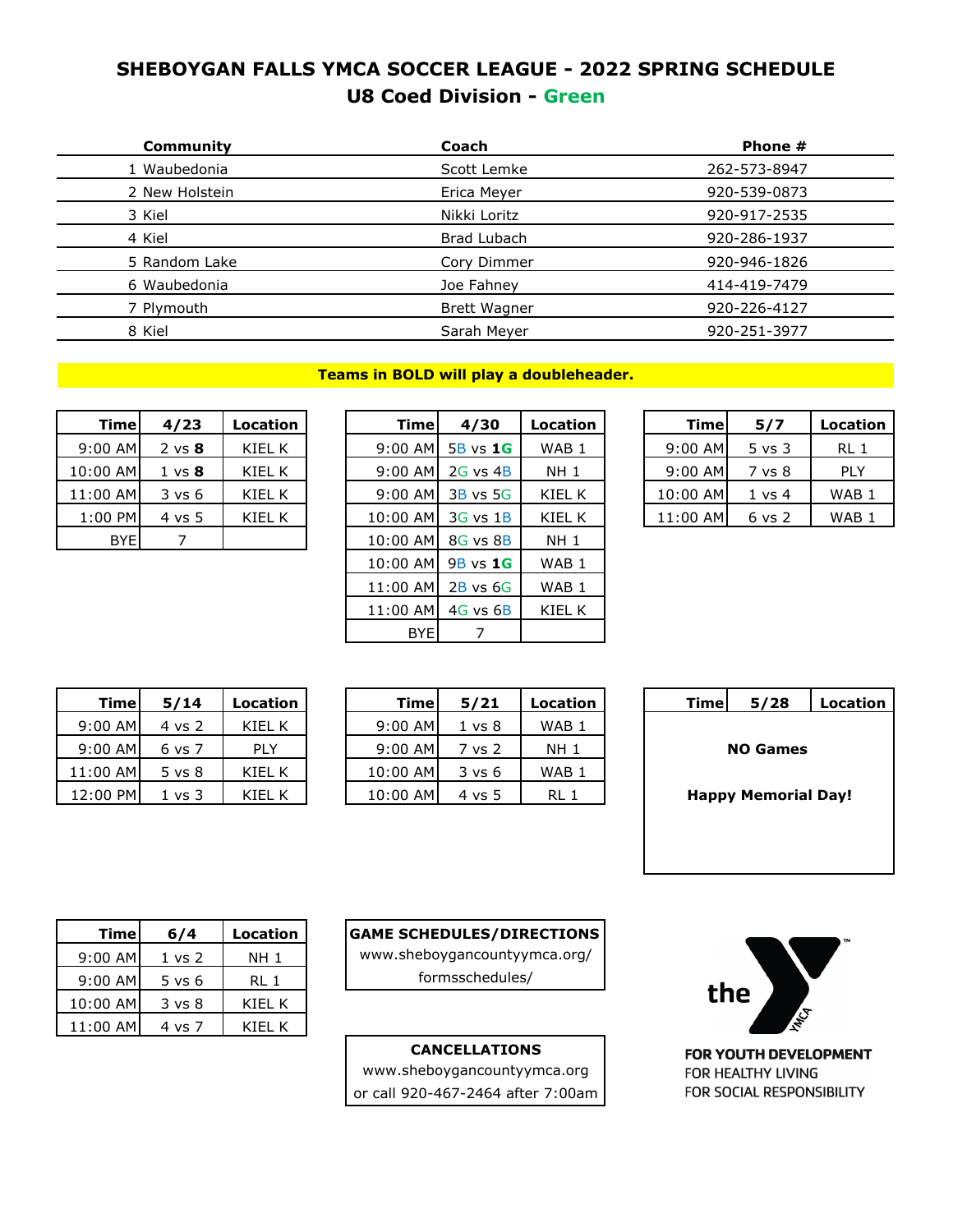# SHEBOYGAN FALLS YMCA SOCCER LEAGUE - 2022 SPRING SCHEDULE

## U8 Coed Division - Green

| Community | Coach | Phone # |
|---|---|---|
| 1 Waubedonia | Scott Lemke | 262-573-8947 |
| 2 New Holstein | Erica Meyer | 920-539-0873 |
| 3 Kiel | Nikki Loritz | 920-917-2535 |
| 4 Kiel | Brad Lubach | 920-286-1937 |
| 5 Random Lake | Cory Dimmer | 920-946-1826 |
| 6 Waubedonia | Joe Fahney | 414-419-7479 |
| 7 Plymouth | Brett Wagner | 920-226-4127 |
| 8 Kiel | Sarah Meyer | 920-251-3977 |

**Teams in BOLD will play a doubleheader.**

| Time | 4/23 | Location |
|---|---|---|
| 9:00 AM | 2 vs **8** | KIEL K |
| 10:00 AM | 1 vs **8** | KIEL K |
| 11:00 AM | 3 vs 6 | KIEL K |
| 1:00 PM | 4 vs 5 | KIEL K |
| BYE | 7 | |

| Time | 4/30 | Location |
|---|---|---|
| 9:00 AM | 5B vs **1G** | WAB 1 |
| 9:00 AM | 2G vs 4B | NH 1 |
| 9:00 AM | 3B vs 5G | KIEL K |
| 10:00 AM | 3G vs 1B | KIEL K |
| 10:00 AM | 8G vs 8B | NH 1 |
| 10:00 AM | 9B vs **1G** | WAB 1 |
| 11:00 AM | 2B vs 6G | WAB 1 |
| 11:00 AM | 4G vs 6B | KIEL K |
| BYE | 7 | |

| Time | 5/7 | Location |
|---|---|---|
| 9:00 AM | 5 vs 3 | RL 1 |
| 9:00 AM | 7 vs 8 | PLY |
| 10:00 AM | 1 vs 4 | WAB 1 |
| 11:00 AM | 6 vs 2 | WAB 1 |

| Time | 5/14 | Location |
|---|---|---|
| 9:00 AM | 4 vs 2 | KIEL K |
| 9:00 AM | 6 vs 7 | PLY |
| 11:00 AM | 5 vs 8 | KIEL K |
| 12:00 PM | 1 vs 3 | KIEL K |

| Time | 5/21 | Location |
|---|---|---|
| 9:00 AM | 1 vs 8 | WAB 1 |
| 9:00 AM | 7 vs 2 | NH 1 |
| 10:00 AM | 3 vs 6 | WAB 1 |
| 10:00 AM | 4 vs 5 | RL 1 |

| Time | 5/28 | Location |
|---|---|---|
| | **NO Games** | |
| | **Happy Memorial Day!** | |

| Time | 6/4 | Location |
|---|---|---|
| 9:00 AM | 1 vs 2 | NH 1 |
| 9:00 AM | 5 vs 6 | RL 1 |
| 10:00 AM | 3 vs 8 | KIEL K |
| 11:00 AM | 4 vs 7 | KIEL K |

**GAME SCHEDULES/DIRECTIONS**
www.sheboygancountyymca.org/formsschedules/

**CANCELLATIONS**
www.sheboygancountyymca.org
or call 920-467-2464 after 7:00am

the YMCA
**FOR YOUTH DEVELOPMENT**
FOR HEALTHY LIVING
FOR SOCIAL RESPONSIBILITY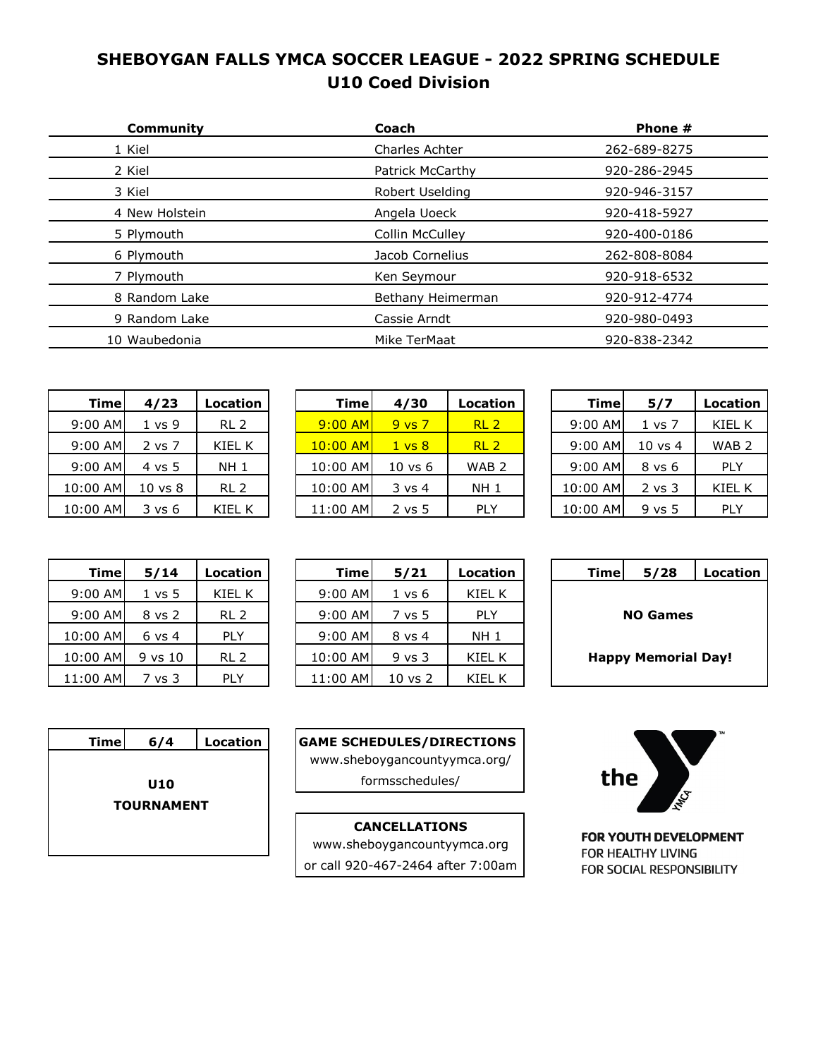# SHEBOYGAN FALLS YMCA SOCCER LEAGUE - 2022 SPRING SCHEDULE
## U10 Coed Division

| Community | Coach | Phone # |
|---|---|---|
| 1 Kiel | Charles Achter | 262-689-8275 |
| 2 Kiel | Patrick McCarthy | 920-286-2945 |
| 3 Kiel | Robert Uselding | 920-946-3157 |
| 4 New Holstein | Angela Uoeck | 920-418-5927 |
| 5 Plymouth | Collin McCulley | 920-400-0186 |
| 6 Plymouth | Jacob Cornelius | 262-808-8084 |
| 7 Plymouth | Ken Seymour | 920-918-6532 |
| 8 Random Lake | Bethany Heimerman | 920-912-4774 |
| 9 Random Lake | Cassie Arndt | 920-980-0493 |
| 10 Waubedonia | Mike TerMaat | 920-838-2342 |

| Time | 4/23 | Location |
|---|---|---|
| 9:00 AM | 1 vs 9 | RL 2 |
| 9:00 AM | 2 vs 7 | KIEL K |
| 9:00 AM | 4 vs 5 | NH 1 |
| 10:00 AM | 10 vs 8 | RL 2 |
| 10:00 AM | 3 vs 6 | KIEL K |

| Time | 4/30 | Location |
|---|---|---|
| 9:00 AM | 9 vs 7 | RL 2 |
| 10:00 AM | 1 vs 8 | RL 2 |
| 10:00 AM | 10 vs 6 | WAB 2 |
| 10:00 AM | 3 vs 4 | NH 1 |
| 11:00 AM | 2 vs 5 | PLY |

| Time | 5/7 | Location |
|---|---|---|
| 9:00 AM | 1 vs 7 | KIEL K |
| 9:00 AM | 10 vs 4 | WAB 2 |
| 9:00 AM | 8 vs 6 | PLY |
| 10:00 AM | 2 vs 3 | KIEL K |
| 10:00 AM | 9 vs 5 | PLY |

| Time | 5/14 | Location |
|---|---|---|
| 9:00 AM | 1 vs 5 | KIEL K |
| 9:00 AM | 8 vs 2 | RL 2 |
| 10:00 AM | 6 vs 4 | PLY |
| 10:00 AM | 9 vs 10 | RL 2 |
| 11:00 AM | 7 vs 3 | PLY |

| Time | 5/21 | Location |
|---|---|---|
| 9:00 AM | 1 vs 6 | KIEL K |
| 9:00 AM | 7 vs 5 | PLY |
| 9:00 AM | 8 vs 4 | NH 1 |
| 10:00 AM | 9 vs 3 | KIEL K |
| 11:00 AM | 10 vs 2 | KIEL K |

| Time | 5/28 | Location |
|---|---|---|
| | **NO Games** | |
| | **Happy Memorial Day!** | |

| Time | 6/4 | Location |
|---|---|---|
| | **U10 TOURNAMENT** | |

**GAME SCHEDULES/DIRECTIONS**
www.sheboygancountyymca.org/formsschedules/

**CANCELLATIONS**
www.sheboygancountyymca.org
or call 920-467-2464 after 7:00am

the Y

**FOR YOUTH DEVELOPMENT**
FOR HEALTHY LIVING
FOR SOCIAL RESPONSIBILITY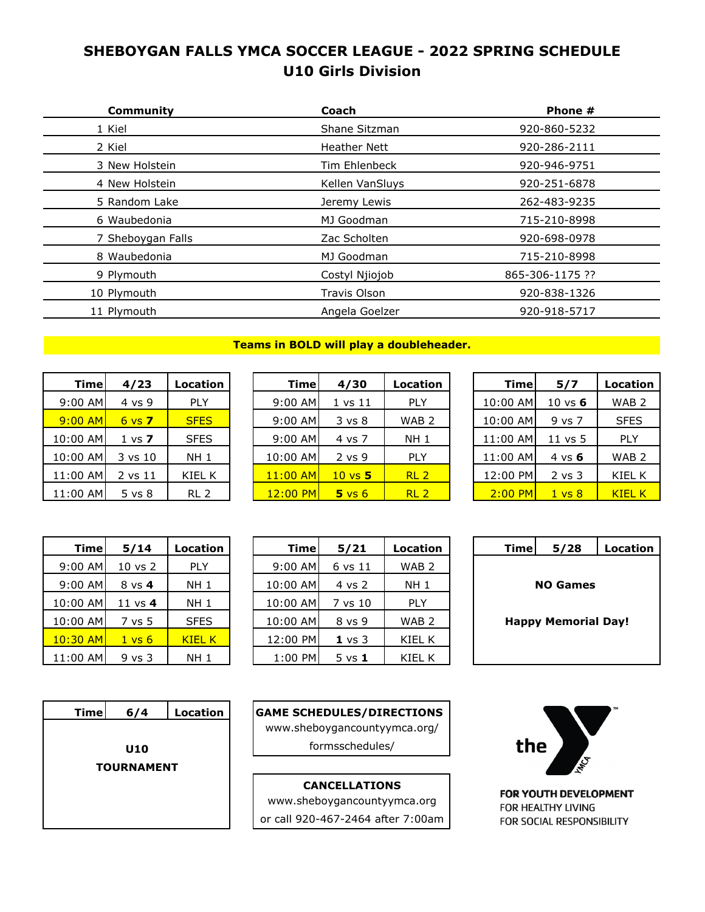# SHEBOYGAN FALLS YMCA SOCCER LEAGUE - 2022 SPRING SCHEDULE
## U10 Girls Division

| Community | Coach | Phone # |
|---|---|---|
| 1 Kiel | Shane Sitzman | 920-860-5232 |
| 2 Kiel | Heather Nett | 920-286-2111 |
| 3 New Holstein | Tim Ehlenbeck | 920-946-9751 |
| 4 New Holstein | Kellen VanSluys | 920-251-6878 |
| 5 Random Lake | Jeremy Lewis | 262-483-9235 |
| 6 Waubedonia | MJ Goodman | 715-210-8998 |
| 7 Sheboygan Falls | Zac Scholten | 920-698-0978 |
| 8 Waubedonia | MJ Goodman | 715-210-8998 |
| 9 Plymouth | Costyl Njiojob | 865-306-1175 ?? |
| 10 Plymouth | Travis Olson | 920-838-1326 |
| 11 Plymouth | Angela Goelzer | 920-918-5717 |

**Teams in BOLD will play a doubleheader.**

| Time | 4/23 | Location |
|---|---|---|
| 9:00 AM | 4 vs 9 | PLY |
| 9:00 AM | 6 vs **7** | SFES |
| 10:00 AM | 1 vs **7** | SFES |
| 10:00 AM | 3 vs 10 | NH 1 |
| 11:00 AM | 2 vs 11 | KIEL K |
| 11:00 AM | 5 vs 8 | RL 2 |

| Time | 4/30 | Location |
|---|---|---|
| 9:00 AM | 1 vs 11 | PLY |
| 9:00 AM | 3 vs 8 | WAB 2 |
| 9:00 AM | 4 vs 7 | NH 1 |
| 10:00 AM | 2 vs 9 | PLY |
| 11:00 AM | 10 vs **5** | RL 2 |
| 12:00 PM | **5** vs 6 | RL 2 |

| Time | 5/7 | Location |
|---|---|---|
| 10:00 AM | 10 vs **6** | WAB 2 |
| 10:00 AM | 9 vs 7 | SFES |
| 11:00 AM | 11 vs 5 | PLY |
| 11:00 AM | 4 vs **6** | WAB 2 |
| 12:00 PM | 2 vs 3 | KIEL K |
| 2:00 PM | 1 vs 8 | KIEL K |

| Time | 5/14 | Location |
|---|---|---|
| 9:00 AM | 10 vs 2 | PLY |
| 9:00 AM | 8 vs **4** | NH 1 |
| 10:00 AM | 11 vs **4** | NH 1 |
| 10:00 AM | 7 vs 5 | SFES |
| 10:30 AM | 1 vs 6 | KIEL K |
| 11:00 AM | 9 vs 3 | NH 1 |

| Time | 5/21 | Location |
|---|---|---|
| 9:00 AM | 6 vs 11 | WAB 2 |
| 10:00 AM | 4 vs 2 | NH 1 |
| 10:00 AM | 7 vs 10 | PLY |
| 10:00 AM | 8 vs 9 | WAB 2 |
| 12:00 PM | **1** vs 3 | KIEL K |
| 1:00 PM | 5 vs **1** | KIEL K |

| Time | 5/28 | Location |
|---|---|---|
| | **NO Games** | |
| | **Happy Memorial Day!** | |

| Time | 6/4 | Location |
|---|---|---|
| | **U10 TOURNAMENT** | |

**GAME SCHEDULES/DIRECTIONS**
www.sheboygancountyymca.org/formsschedules/

**CANCELLATIONS**
www.sheboygancountyymca.org
or call 920-467-2464 after 7:00am

the YMCA

**FOR YOUTH DEVELOPMENT**
FOR HEALTHY LIVING
FOR SOCIAL RESPONSIBILITY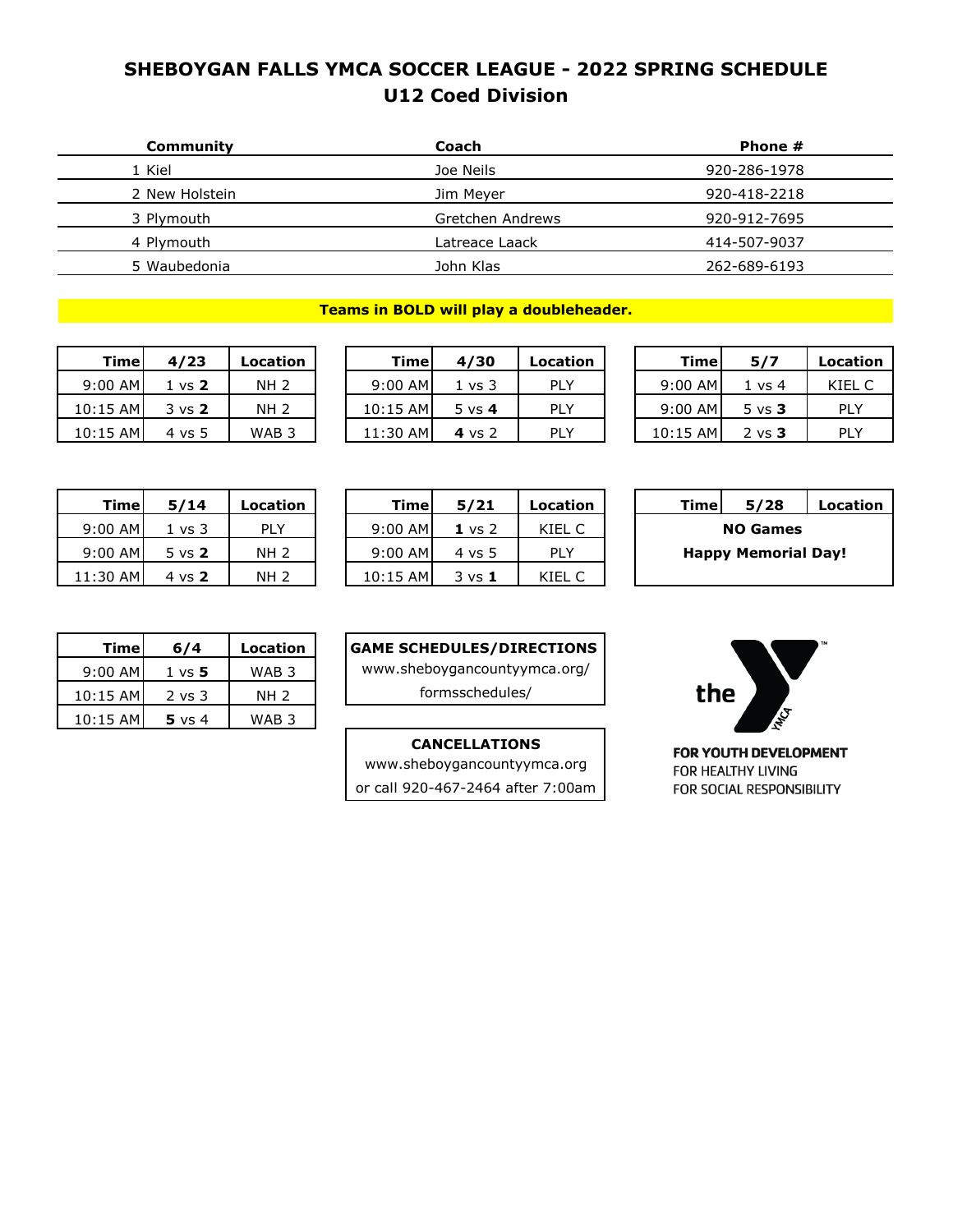# SHEBOYGAN FALLS YMCA SOCCER LEAGUE - 2022 SPRING SCHEDULE
## U12 Coed Division

| Community | Coach | Phone # |
|---|---|---|
| 1 Kiel | Joe Neils | 920-286-1978 |
| 2 New Holstein | Jim Meyer | 920-418-2218 |
| 3 Plymouth | Gretchen Andrews | 920-912-7695 |
| 4 Plymouth | Latreace Laack | 414-507-9037 |
| 5 Waubedonia | John Klas | 262-689-6193 |

**Teams in BOLD will play a doubleheader.**

| Time | 4/23 | Location |
|---|---|---|
| 9:00 AM | 1 vs **2** | NH 2 |
| 10:15 AM | 3 vs **2** | NH 2 |
| 10:15 AM | 4 vs 5 | WAB 3 |

| Time | 4/30 | Location |
|---|---|---|
| 9:00 AM | 1 vs 3 | PLY |
| 10:15 AM | 5 vs **4** | PLY |
| 11:30 AM | **4** vs 2 | PLY |

| Time | 5/7 | Location |
|---|---|---|
| 9:00 AM | 1 vs 4 | KIEL C |
| 9:00 AM | 5 vs **3** | PLY |
| 10:15 AM | 2 vs **3** | PLY |

| Time | 5/14 | Location |
|---|---|---|
| 9:00 AM | 1 vs 3 | PLY |
| 9:00 AM | 5 vs **2** | NH 2 |
| 11:30 AM | 4 vs **2** | NH 2 |

| Time | 5/21 | Location |
|---|---|---|
| 9:00 AM | **1** vs 2 | KIEL C |
| 9:00 AM | 4 vs 5 | PLY |
| 10:15 AM | 3 vs **1** | KIEL C |

| Time | 5/28 | Location |
|---|---|---|
| **NO Games** | | |
| **Happy Memorial Day!** | | |

| Time | 6/4 | Location |
|---|---|---|
| 9:00 AM | 1 vs **5** | WAB 3 |
| 10:15 AM | 2 vs 3 | NH 2 |
| 10:15 AM | **5** vs 4 | WAB 3 |

**GAME SCHEDULES/DIRECTIONS**
www.sheboygancountyymca.org/formsschedules/

**CANCELLATIONS**
www.sheboygancountyymca.org
or call 920-467-2464 after 7:00am

the YMCA
FOR YOUTH DEVELOPMENT
FOR HEALTHY LIVING
FOR SOCIAL RESPONSIBILITY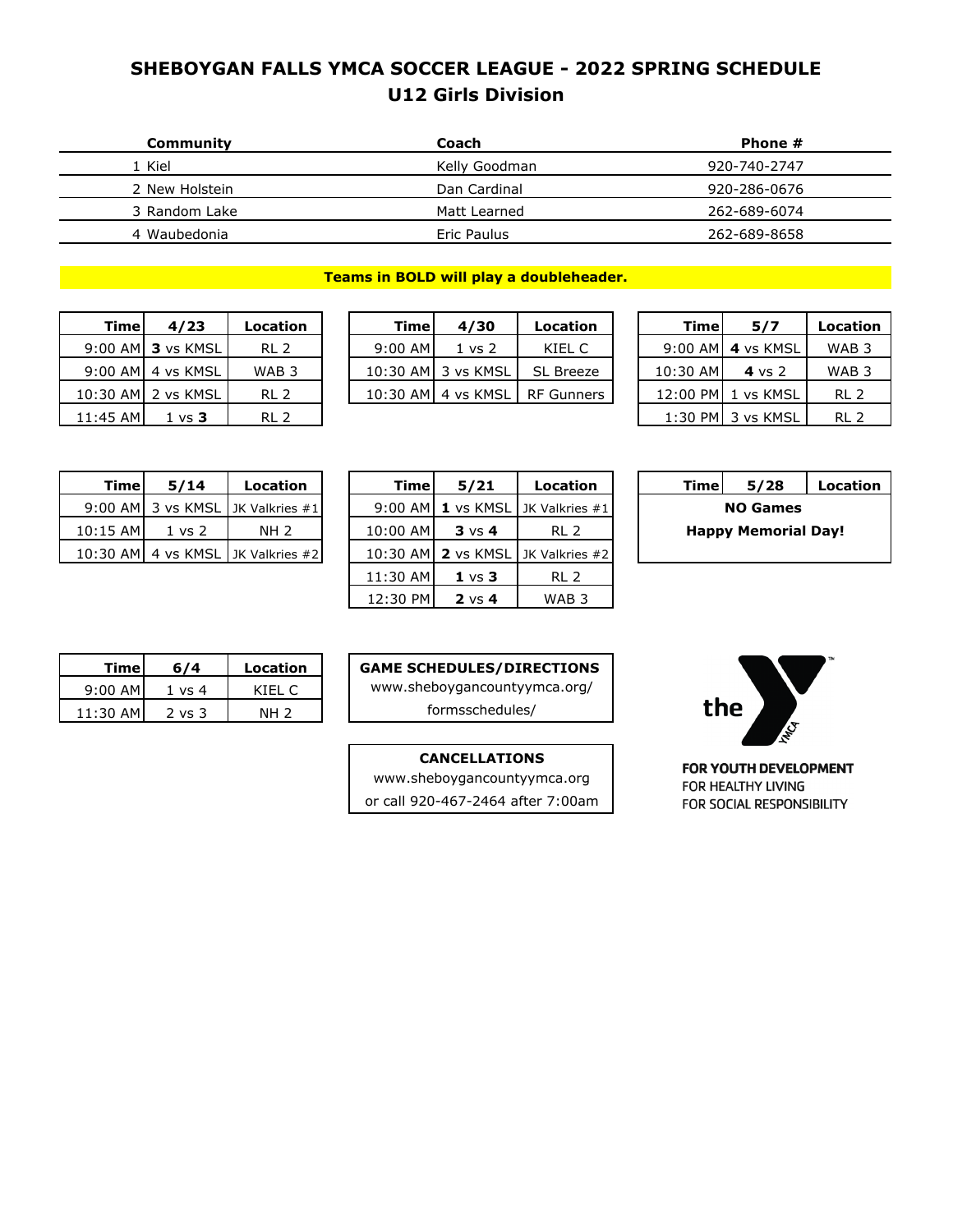# SHEBOYGAN FALLS YMCA SOCCER LEAGUE - 2022 SPRING SCHEDULE
## U12 Girls Division

| Community | Coach | Phone # |
|---|---|---|
| 1 Kiel | Kelly Goodman | 920-740-2747 |
| 2 New Holstein | Dan Cardinal | 920-286-0676 |
| 3 Random Lake | Matt Learned | 262-689-6074 |
| 4 Waubedonia | Eric Paulus | 262-689-8658 |

**Teams in BOLD will play a doubleheader.**

| Time | 4/23 | Location |
|---|---|---|
| 9:00 AM | **3** vs KMSL | RL 2 |
| 9:00 AM | 4 vs KMSL | WAB 3 |
| 10:30 AM | 2 vs KMSL | RL 2 |
| 11:45 AM | 1 vs **3** | RL 2 |

| Time | 4/30 | Location |
|---|---|---|
| 9:00 AM | 1 vs 2 | KIEL C |
| 10:30 AM | 3 vs KMSL | SL Breeze |
| 10:30 AM | 4 vs KMSL | RF Gunners |

| Time | 5/7 | Location |
|---|---|---|
| 9:00 AM | **4** vs KMSL | WAB 3 |
| 10:30 AM | **4** vs 2 | WAB 3 |
| 12:00 PM | 1 vs KMSL | RL 2 |
| 1:30 PM | 3 vs KMSL | RL 2 |

| Time | 5/14 | Location |
|---|---|---|
| 9:00 AM | 3 vs KMSL | JK Valkries #1 |
| 10:15 AM | 1 vs 2 | NH 2 |
| 10:30 AM | 4 vs KMSL | JK Valkries #2 |

| Time | 5/21 | Location |
|---|---|---|
| 9:00 AM | **1** vs KMSL | JK Valkries #1 |
| 10:00 AM | **3** vs **4** | RL 2 |
| 10:30 AM | **2** vs KMSL | JK Valkries #2 |
| 11:30 AM | **1** vs **3** | RL 2 |
| 12:30 PM | **2** vs **4** | WAB 3 |

| Time | 5/28 | Location |
|---|---|---|
| **NO Games** | | |
| **Happy Memorial Day!** | | |

| Time | 6/4 | Location |
|---|---|---|
| 9:00 AM | 1 vs 4 | KIEL C |
| 11:30 AM | 2 vs 3 | NH 2 |

**GAME SCHEDULES/DIRECTIONS**
www.sheboygancountyymca.org/formsschedules/

**CANCELLATIONS**
www.sheboygancountyymca.org
or call 920-467-2464 after 7:00am

**FOR YOUTH DEVELOPMENT**
FOR HEALTHY LIVING
FOR SOCIAL RESPONSIBILITY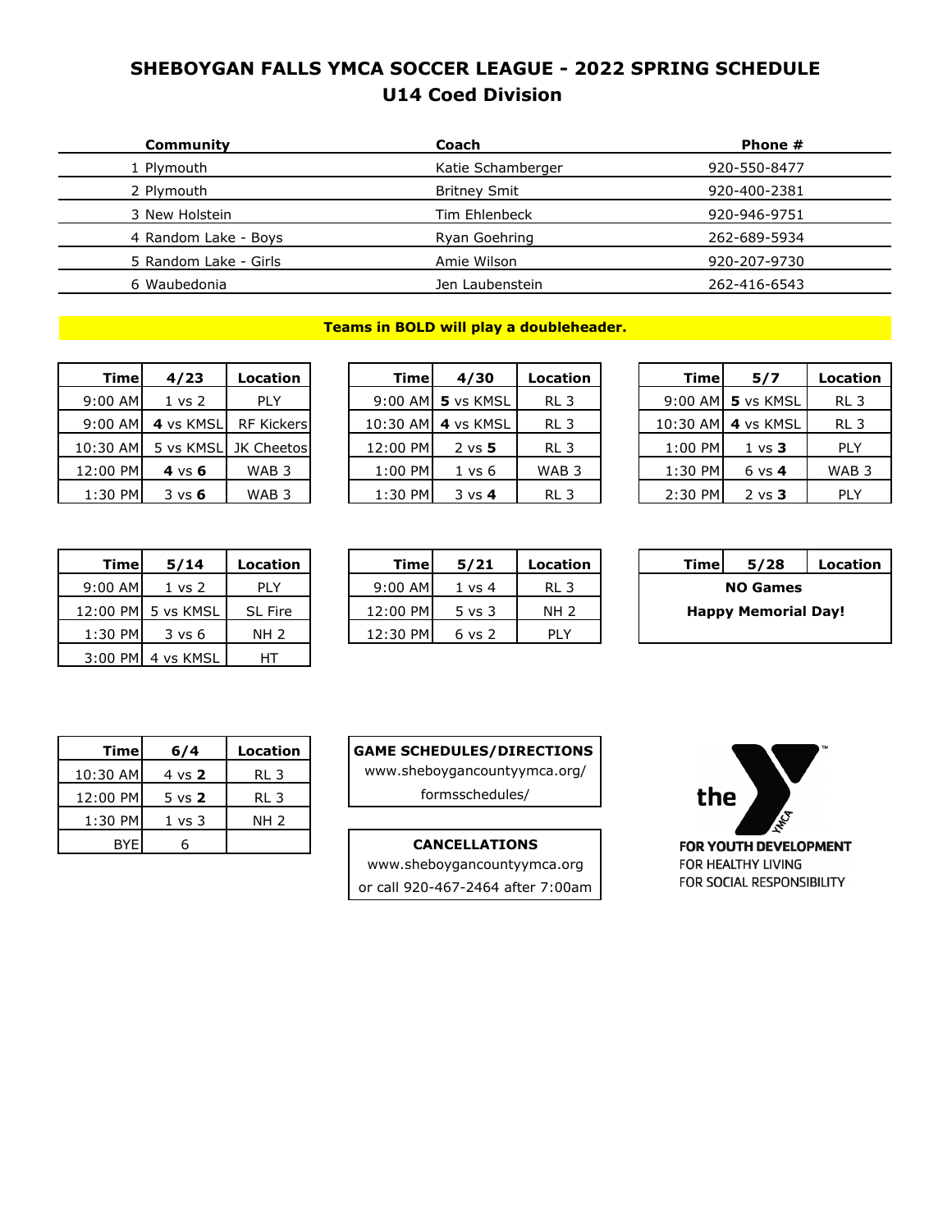# SHEBOYGAN FALLS YMCA SOCCER LEAGUE - 2022 SPRING SCHEDULE
## U14 Coed Division

| Community | Coach | Phone # |
|---|---|---|
| 1 Plymouth | Katie Schamberger | 920-550-8477 |
| 2 Plymouth | Britney Smit | 920-400-2381 |
| 3 New Holstein | Tim Ehlenbeck | 920-946-9751 |
| 4 Random Lake - Boys | Ryan Goehring | 262-689-5934 |
| 5 Random Lake - Girls | Amie Wilson | 920-207-9730 |
| 6 Waubedonia | Jen Laubenstein | 262-416-6543 |

**Teams in BOLD will play a doubleheader.**

| Time | 4/23 | Location |
|---|---|---|
| 9:00 AM | 1 vs 2 | PLY |
| 9:00 AM | **4** vs KMSL | RF Kickers |
| 10:30 AM | 5 vs KMSL | JK Cheetos |
| 12:00 PM | **4** vs **6** | WAB 3 |
| 1:30 PM | 3 vs **6** | WAB 3 |

| Time | 4/30 | Location |
|---|---|---|
| 9:00 AM | **5** vs KMSL | RL 3 |
| 10:30 AM | **4** vs KMSL | RL 3 |
| 12:00 PM | 2 vs **5** | RL 3 |
| 1:00 PM | 1 vs 6 | WAB 3 |
| 1:30 PM | 3 vs **4** | RL 3 |

| Time | 5/7 | Location |
|---|---|---|
| 9:00 AM | **5** vs KMSL | RL 3 |
| 10:30 AM | **4** vs KMSL | RL 3 |
| 1:00 PM | 1 vs **3** | PLY |
| 1:30 PM | 6 vs **4** | WAB 3 |
| 2:30 PM | 2 vs **3** | PLY |

| Time | 5/14 | Location |
|---|---|---|
| 9:00 AM | 1 vs 2 | PLY |
| 12:00 PM | 5 vs KMSL | SL Fire |
| 1:30 PM | 3 vs 6 | NH 2 |
| 3:00 PM | 4 vs KMSL | HT |

| Time | 5/21 | Location |
|---|---|---|
| 9:00 AM | 1 vs 4 | RL 3 |
| 12:00 PM | 5 vs 3 | NH 2 |
| 12:30 PM | 6 vs 2 | PLY |

| Time | 5/28 | Location |
|---|---|---|
| **NO Games** | | |
| **Happy Memorial Day!** | | |

| Time | 6/4 | Location |
|---|---|---|
| 10:30 AM | 4 vs **2** | RL 3 |
| 12:00 PM | 5 vs **2** | RL 3 |
| 1:30 PM | 1 vs 3 | NH 2 |
| BYE | 6 | |

**GAME SCHEDULES/DIRECTIONS**
www.sheboygancountyymca.org/formsschedules/

**CANCELLATIONS**
www.sheboygancountyymca.org
or call 920-467-2464 after 7:00am

the YMCA
FOR YOUTH DEVELOPMENT
FOR HEALTHY LIVING
FOR SOCIAL RESPONSIBILITY